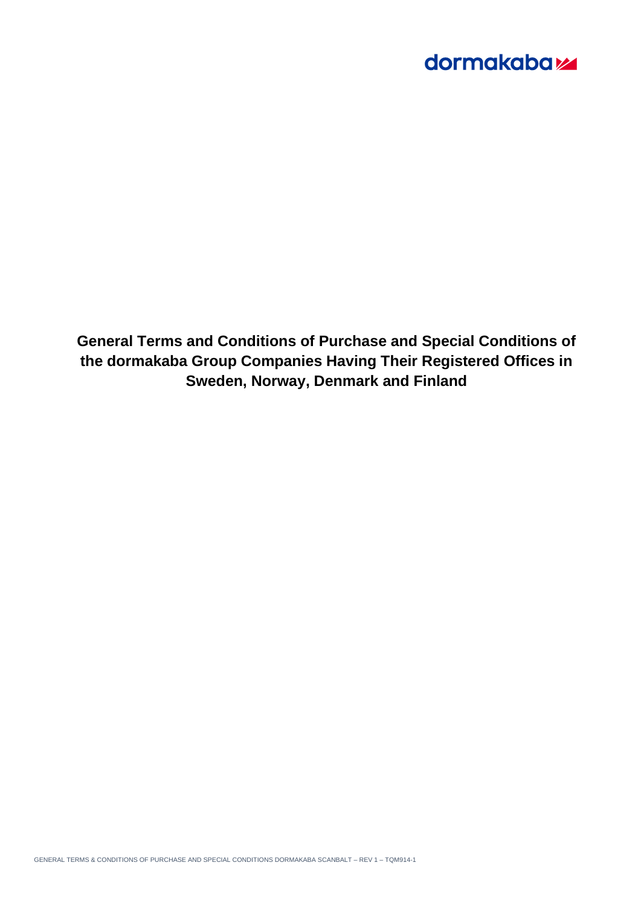# General Terms and Conditions of Purchase and Special Conditions of the dormakaba Group Companies Having Their Registered Offices in Sweden, Norway, Denmark and Finland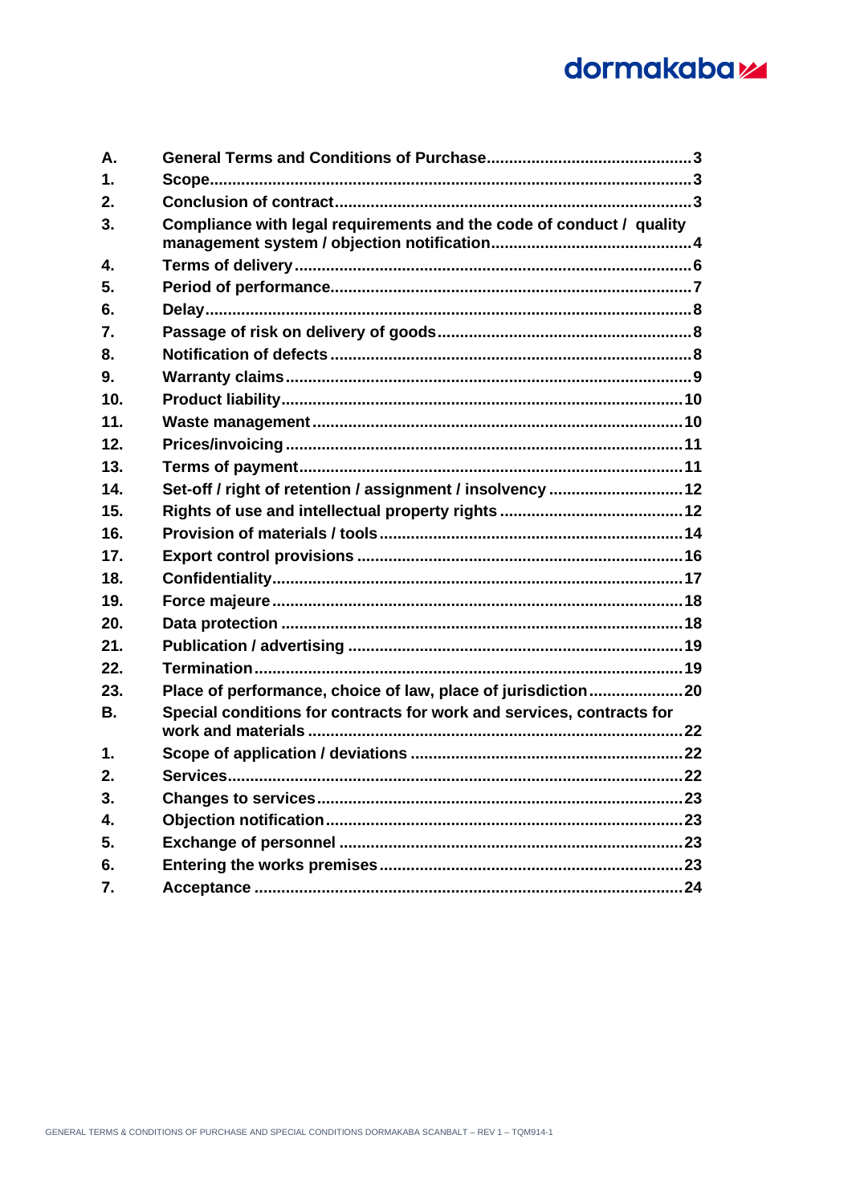| | | |
|---|---|---|
| **A.** | **General Terms and Conditions of Purchase** | **3** |
| **1.** | **Scope** | **3** |
| **2.** | **Conclusion of contract** | **3** |
| **3.** | **Compliance with legal requirements and the code of conduct / quality management system / objection notification** | **4** |
| **4.** | **Terms of delivery** | **6** |
| **5.** | **Period of performance** | **7** |
| **6.** | **Delay** | **8** |
| **7.** | **Passage of risk on delivery of goods** | **8** |
| **8.** | **Notification of defects** | **8** |
| **9.** | **Warranty claims** | **9** |
| **10.** | **Product liability** | **10** |
| **11.** | **Waste management** | **10** |
| **12.** | **Prices/invoicing** | **11** |
| **13.** | **Terms of payment** | **11** |
| **14.** | **Set-off / right of retention / assignment / insolvency** | **12** |
| **15.** | **Rights of use and intellectual property rights** | **12** |
| **16.** | **Provision of materials / tools** | **14** |
| **17.** | **Export control provisions** | **16** |
| **18.** | **Confidentiality** | **17** |
| **19.** | **Force majeure** | **18** |
| **20.** | **Data protection** | **18** |
| **21.** | **Publication / advertising** | **19** |
| **22.** | **Termination** | **19** |
| **23.** | **Place of performance, choice of law, place of jurisdiction** | **20** |
| **B.** | **Special conditions for contracts for work and services, contracts for work and materials** | **22** |
| **1.** | **Scope of application / deviations** | **22** |
| **2.** | **Services** | **22** |
| **3.** | **Changes to services** | **23** |
| **4.** | **Objection notification** | **23** |
| **5.** | **Exchange of personnel** | **23** |
| **6.** | **Entering the works premises** | **23** |
| **7.** | **Acceptance** | **24** |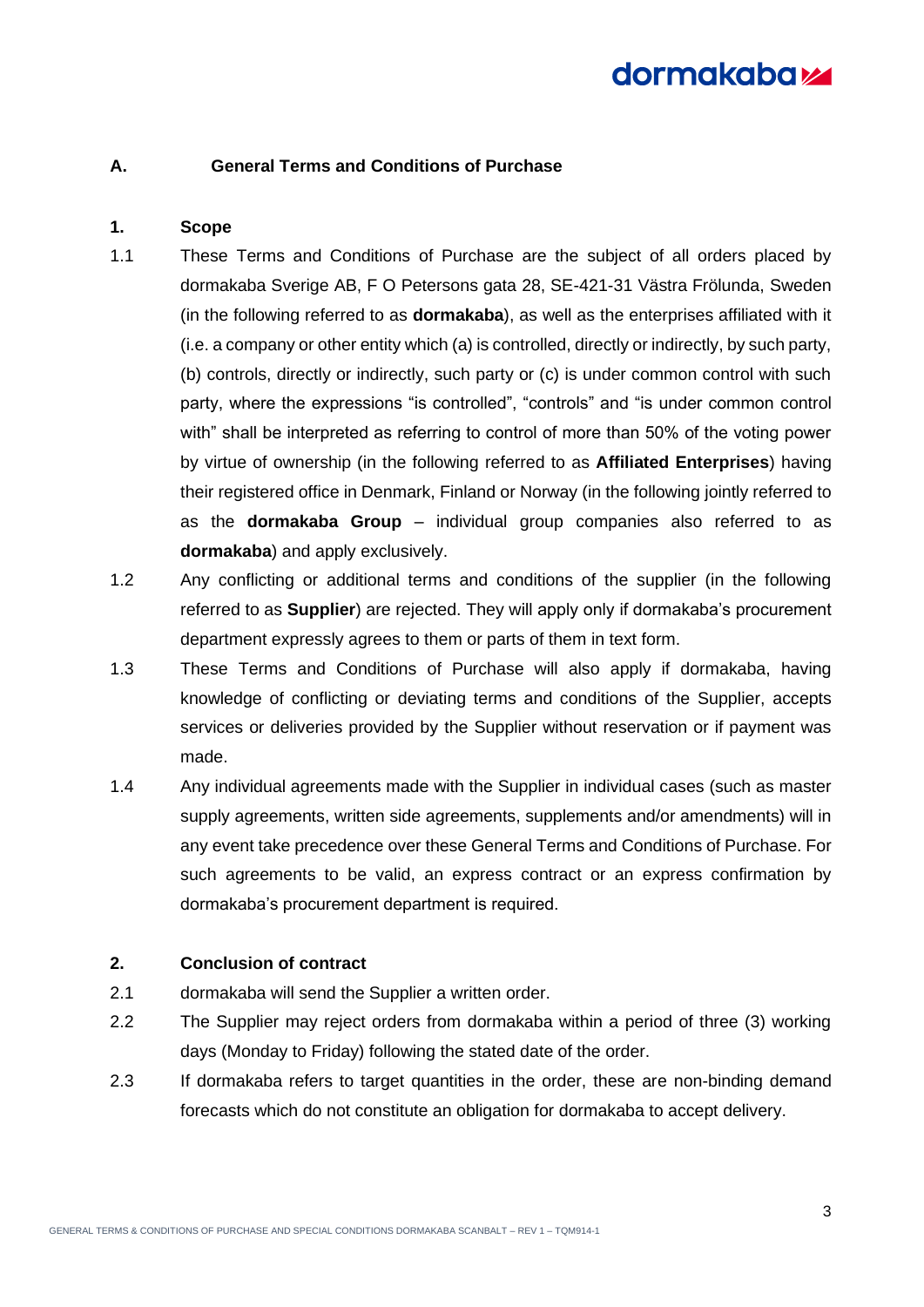## A. General Terms and Conditions of Purchase

### 1. Scope

1.1 These Terms and Conditions of Purchase are the subject of all orders placed by dormakaba Sverige AB, F O Petersons gata 28, SE-421-31 Västra Frölunda, Sweden (in the following referred to as **dormakaba**), as well as the enterprises affiliated with it (i.e. a company or other entity which (a) is controlled, directly or indirectly, by such party, (b) controls, directly or indirectly, such party or (c) is under common control with such party, where the expressions "is controlled", "controls" and "is under common control with" shall be interpreted as referring to control of more than 50% of the voting power by virtue of ownership (in the following referred to as **Affiliated Enterprises**) having their registered office in Denmark, Finland or Norway (in the following jointly referred to as the **dormakaba Group** – individual group companies also referred to as **dormakaba**) and apply exclusively.

1.2 Any conflicting or additional terms and conditions of the supplier (in the following referred to as **Supplier**) are rejected. They will apply only if dormakaba's procurement department expressly agrees to them or parts of them in text form.

1.3 These Terms and Conditions of Purchase will also apply if dormakaba, having knowledge of conflicting or deviating terms and conditions of the Supplier, accepts services or deliveries provided by the Supplier without reservation or if payment was made.

1.4 Any individual agreements made with the Supplier in individual cases (such as master supply agreements, written side agreements, supplements and/or amendments) will in any event take precedence over these General Terms and Conditions of Purchase. For such agreements to be valid, an express contract or an express confirmation by dormakaba's procurement department is required.

### 2. Conclusion of contract

2.1 dormakaba will send the Supplier a written order.

2.2 The Supplier may reject orders from dormakaba within a period of three (3) working days (Monday to Friday) following the stated date of the order.

2.3 If dormakaba refers to target quantities in the order, these are non-binding demand forecasts which do not constitute an obligation for dormakaba to accept delivery.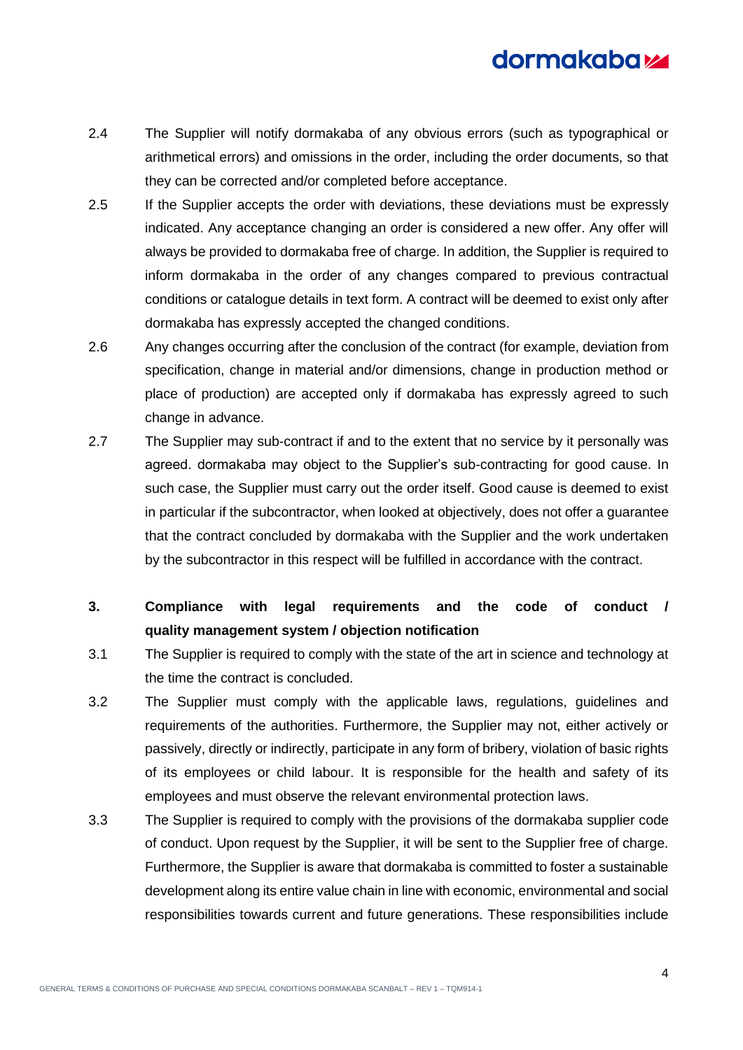2.4 The Supplier will notify dormakaba of any obvious errors (such as typographical or arithmetical errors) and omissions in the order, including the order documents, so that they can be corrected and/or completed before acceptance.

2.5 If the Supplier accepts the order with deviations, these deviations must be expressly indicated. Any acceptance changing an order is considered a new offer. Any offer will always be provided to dormakaba free of charge. In addition, the Supplier is required to inform dormakaba in the order of any changes compared to previous contractual conditions or catalogue details in text form. A contract will be deemed to exist only after dormakaba has expressly accepted the changed conditions.

2.6 Any changes occurring after the conclusion of the contract (for example, deviation from specification, change in material and/or dimensions, change in production method or place of production) are accepted only if dormakaba has expressly agreed to such change in advance.

2.7 The Supplier may sub-contract if and to the extent that no service by it personally was agreed. dormakaba may object to the Supplier's sub-contracting for good cause. In such case, the Supplier must carry out the order itself. Good cause is deemed to exist in particular if the subcontractor, when looked at objectively, does not offer a guarantee that the contract concluded by dormakaba with the Supplier and the work undertaken by the subcontractor in this respect will be fulfilled in accordance with the contract.

## 3. Compliance with legal requirements and the code of conduct / quality management system / objection notification

3.1 The Supplier is required to comply with the state of the art in science and technology at the time the contract is concluded.

3.2 The Supplier must comply with the applicable laws, regulations, guidelines and requirements of the authorities. Furthermore, the Supplier may not, either actively or passively, directly or indirectly, participate in any form of bribery, violation of basic rights of its employees or child labour. It is responsible for the health and safety of its employees and must observe the relevant environmental protection laws.

3.3 The Supplier is required to comply with the provisions of the dormakaba supplier code of conduct. Upon request by the Supplier, it will be sent to the Supplier free of charge. Furthermore, the Supplier is aware that dormakaba is committed to foster a sustainable development along its entire value chain in line with economic, environmental and social responsibilities towards current and future generations. These responsibilities include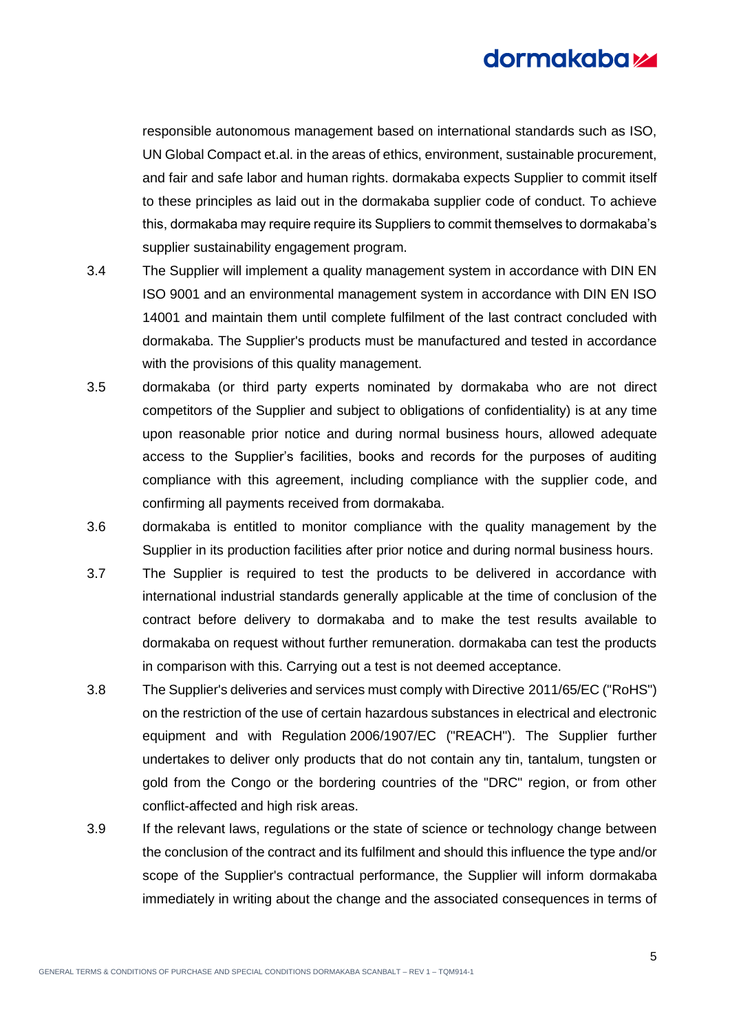responsible autonomous management based on international standards such as ISO, UN Global Compact et.al. in the areas of ethics, environment, sustainable procurement, and fair and safe labor and human rights. dormakaba expects Supplier to commit itself to these principles as laid out in the dormakaba supplier code of conduct. To achieve this, dormakaba may require require its Suppliers to commit themselves to dormakaba's supplier sustainability engagement program.

3.4 The Supplier will implement a quality management system in accordance with DIN EN ISO 9001 and an environmental management system in accordance with DIN EN ISO 14001 and maintain them until complete fulfilment of the last contract concluded with dormakaba. The Supplier's products must be manufactured and tested in accordance with the provisions of this quality management.

3.5 dormakaba (or third party experts nominated by dormakaba who are not direct competitors of the Supplier and subject to obligations of confidentiality) is at any time upon reasonable prior notice and during normal business hours, allowed adequate access to the Supplier's facilities, books and records for the purposes of auditing compliance with this agreement, including compliance with the supplier code, and confirming all payments received from dormakaba.

3.6 dormakaba is entitled to monitor compliance with the quality management by the Supplier in its production facilities after prior notice and during normal business hours.

3.7 The Supplier is required to test the products to be delivered in accordance with international industrial standards generally applicable at the time of conclusion of the contract before delivery to dormakaba and to make the test results available to dormakaba on request without further remuneration. dormakaba can test the products in comparison with this. Carrying out a test is not deemed acceptance.

3.8 The Supplier's deliveries and services must comply with Directive 2011/65/EC ("RoHS") on the restriction of the use of certain hazardous substances in electrical and electronic equipment and with Regulation 2006/1907/EC ("REACH"). The Supplier further undertakes to deliver only products that do not contain any tin, tantalum, tungsten or gold from the Congo or the bordering countries of the "DRC" region, or from other conflict-affected and high risk areas.

3.9 If the relevant laws, regulations or the state of science or technology change between the conclusion of the contract and its fulfilment and should this influence the type and/or scope of the Supplier's contractual performance, the Supplier will inform dormakaba immediately in writing about the change and the associated consequences in terms of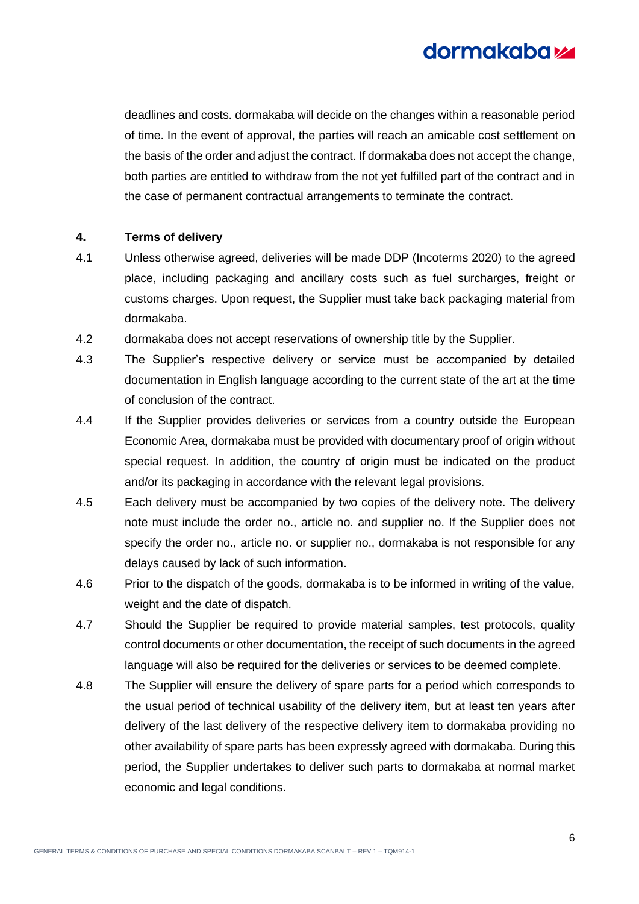deadlines and costs. dormakaba will decide on the changes within a reasonable period of time. In the event of approval, the parties will reach an amicable cost settlement on the basis of the order and adjust the contract. If dormakaba does not accept the change, both parties are entitled to withdraw from the not yet fulfilled part of the contract and in the case of permanent contractual arrangements to terminate the contract.

## 4. Terms of delivery

4.1 Unless otherwise agreed, deliveries will be made DDP (Incoterms 2020) to the agreed place, including packaging and ancillary costs such as fuel surcharges, freight or customs charges. Upon request, the Supplier must take back packaging material from dormakaba.

4.2 dormakaba does not accept reservations of ownership title by the Supplier.

4.3 The Supplier's respective delivery or service must be accompanied by detailed documentation in English language according to the current state of the art at the time of conclusion of the contract.

4.4 If the Supplier provides deliveries or services from a country outside the European Economic Area, dormakaba must be provided with documentary proof of origin without special request. In addition, the country of origin must be indicated on the product and/or its packaging in accordance with the relevant legal provisions.

4.5 Each delivery must be accompanied by two copies of the delivery note. The delivery note must include the order no., article no. and supplier no. If the Supplier does not specify the order no., article no. or supplier no., dormakaba is not responsible for any delays caused by lack of such information.

4.6 Prior to the dispatch of the goods, dormakaba is to be informed in writing of the value, weight and the date of dispatch.

4.7 Should the Supplier be required to provide material samples, test protocols, quality control documents or other documentation, the receipt of such documents in the agreed language will also be required for the deliveries or services to be deemed complete.

4.8 The Supplier will ensure the delivery of spare parts for a period which corresponds to the usual period of technical usability of the delivery item, but at least ten years after delivery of the last delivery of the respective delivery item to dormakaba providing no other availability of spare parts has been expressly agreed with dormakaba. During this period, the Supplier undertakes to deliver such parts to dormakaba at normal market economic and legal conditions.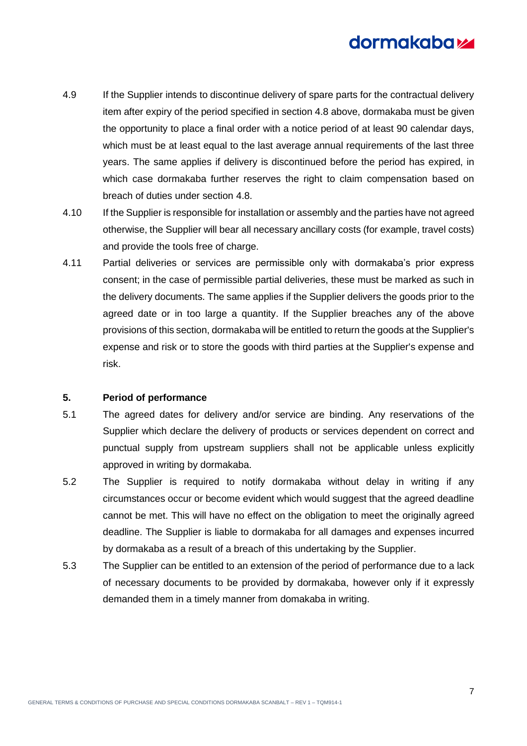4.9 If the Supplier intends to discontinue delivery of spare parts for the contractual delivery item after expiry of the period specified in section 4.8 above, dormakaba must be given the opportunity to place a final order with a notice period of at least 90 calendar days, which must be at least equal to the last average annual requirements of the last three years. The same applies if delivery is discontinued before the period has expired, in which case dormakaba further reserves the right to claim compensation based on breach of duties under section 4.8.

4.10 If the Supplier is responsible for installation or assembly and the parties have not agreed otherwise, the Supplier will bear all necessary ancillary costs (for example, travel costs) and provide the tools free of charge.

4.11 Partial deliveries or services are permissible only with dormakaba's prior express consent; in the case of permissible partial deliveries, these must be marked as such in the delivery documents. The same applies if the Supplier delivers the goods prior to the agreed date or in too large a quantity. If the Supplier breaches any of the above provisions of this section, dormakaba will be entitled to return the goods at the Supplier's expense and risk or to store the goods with third parties at the Supplier's expense and risk.

## 5. Period of performance

5.1 The agreed dates for delivery and/or service are binding. Any reservations of the Supplier which declare the delivery of products or services dependent on correct and punctual supply from upstream suppliers shall not be applicable unless explicitly approved in writing by dormakaba.

5.2 The Supplier is required to notify dormakaba without delay in writing if any circumstances occur or become evident which would suggest that the agreed deadline cannot be met. This will have no effect on the obligation to meet the originally agreed deadline. The Supplier is liable to dormakaba for all damages and expenses incurred by dormakaba as a result of a breach of this undertaking by the Supplier.

5.3 The Supplier can be entitled to an extension of the period of performance due to a lack of necessary documents to be provided by dormakaba, however only if it expressly demanded them in a timely manner from domakaba in writing.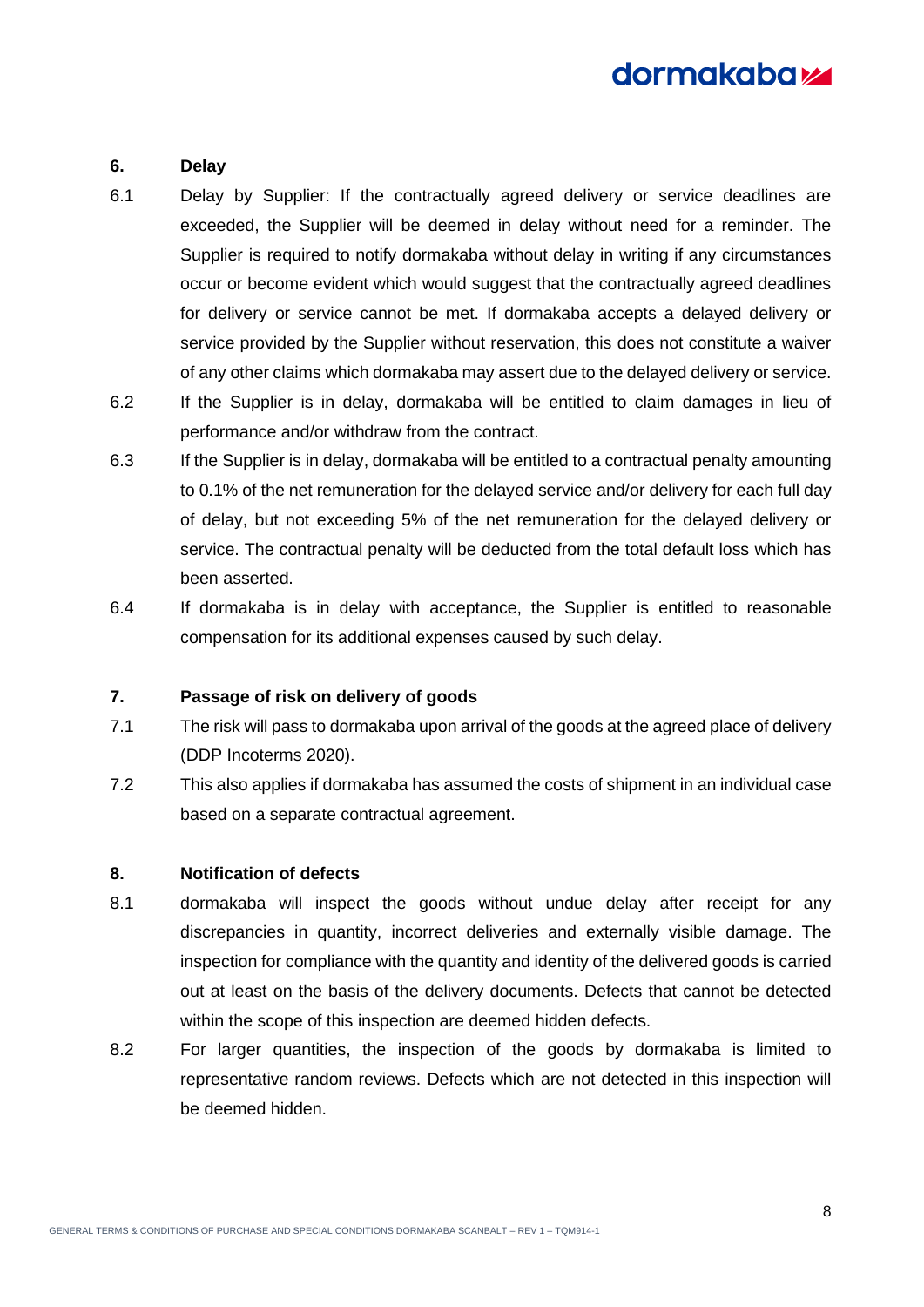## 6. Delay

6.1 Delay by Supplier: If the contractually agreed delivery or service deadlines are exceeded, the Supplier will be deemed in delay without need for a reminder. The Supplier is required to notify dormakaba without delay in writing if any circumstances occur or become evident which would suggest that the contractually agreed deadlines for delivery or service cannot be met. If dormakaba accepts a delayed delivery or service provided by the Supplier without reservation, this does not constitute a waiver of any other claims which dormakaba may assert due to the delayed delivery or service.

6.2 If the Supplier is in delay, dormakaba will be entitled to claim damages in lieu of performance and/or withdraw from the contract.

6.3 If the Supplier is in delay, dormakaba will be entitled to a contractual penalty amounting to 0.1% of the net remuneration for the delayed service and/or delivery for each full day of delay, but not exceeding 5% of the net remuneration for the delayed delivery or service. The contractual penalty will be deducted from the total default loss which has been asserted.

6.4 If dormakaba is in delay with acceptance, the Supplier is entitled to reasonable compensation for its additional expenses caused by such delay.

## 7. Passage of risk on delivery of goods

7.1 The risk will pass to dormakaba upon arrival of the goods at the agreed place of delivery (DDP Incoterms 2020).

7.2 This also applies if dormakaba has assumed the costs of shipment in an individual case based on a separate contractual agreement.

## 8. Notification of defects

8.1 dormakaba will inspect the goods without undue delay after receipt for any discrepancies in quantity, incorrect deliveries and externally visible damage. The inspection for compliance with the quantity and identity of the delivered goods is carried out at least on the basis of the delivery documents. Defects that cannot be detected within the scope of this inspection are deemed hidden defects.

8.2 For larger quantities, the inspection of the goods by dormakaba is limited to representative random reviews. Defects which are not detected in this inspection will be deemed hidden.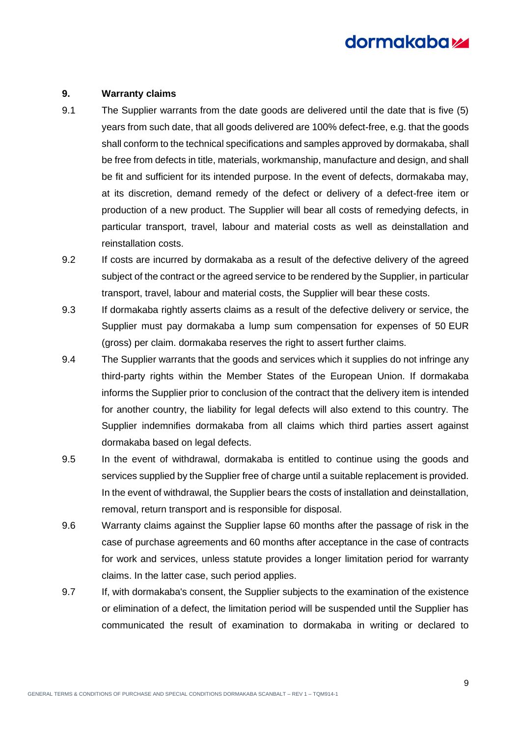## 9. Warranty claims

9.1 The Supplier warrants from the date goods are delivered until the date that is five (5) years from such date, that all goods delivered are 100% defect-free, e.g. that the goods shall conform to the technical specifications and samples approved by dormakaba, shall be free from defects in title, materials, workmanship, manufacture and design, and shall be fit and sufficient for its intended purpose. In the event of defects, dormakaba may, at its discretion, demand remedy of the defect or delivery of a defect-free item or production of a new product. The Supplier will bear all costs of remedying defects, in particular transport, travel, labour and material costs as well as deinstallation and reinstallation costs.

9.2 If costs are incurred by dormakaba as a result of the defective delivery of the agreed subject of the contract or the agreed service to be rendered by the Supplier, in particular transport, travel, labour and material costs, the Supplier will bear these costs.

9.3 If dormakaba rightly asserts claims as a result of the defective delivery or service, the Supplier must pay dormakaba a lump sum compensation for expenses of 50 EUR (gross) per claim. dormakaba reserves the right to assert further claims.

9.4 The Supplier warrants that the goods and services which it supplies do not infringe any third-party rights within the Member States of the European Union. If dormakaba informs the Supplier prior to conclusion of the contract that the delivery item is intended for another country, the liability for legal defects will also extend to this country. The Supplier indemnifies dormakaba from all claims which third parties assert against dormakaba based on legal defects.

9.5 In the event of withdrawal, dormakaba is entitled to continue using the goods and services supplied by the Supplier free of charge until a suitable replacement is provided. In the event of withdrawal, the Supplier bears the costs of installation and deinstallation, removal, return transport and is responsible for disposal.

9.6 Warranty claims against the Supplier lapse 60 months after the passage of risk in the case of purchase agreements and 60 months after acceptance in the case of contracts for work and services, unless statute provides a longer limitation period for warranty claims. In the latter case, such period applies.

9.7 If, with dormakaba's consent, the Supplier subjects to the examination of the existence or elimination of a defect, the limitation period will be suspended until the Supplier has communicated the result of examination to dormakaba in writing or declared to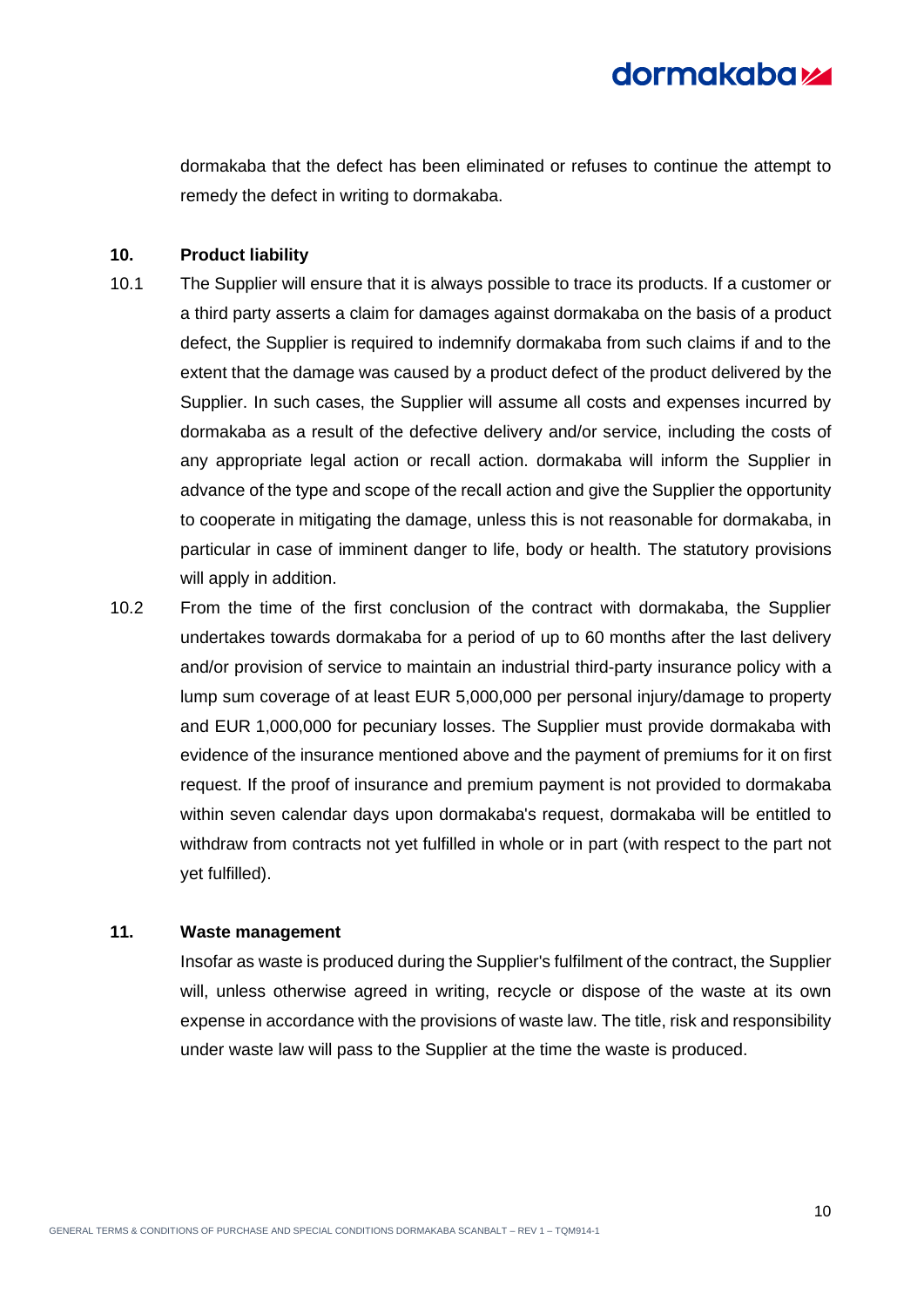dormakaba that the defect has been eliminated or refuses to continue the attempt to remedy the defect in writing to dormakaba.

## 10. Product liability

10.1 The Supplier will ensure that it is always possible to trace its products. If a customer or a third party asserts a claim for damages against dormakaba on the basis of a product defect, the Supplier is required to indemnify dormakaba from such claims if and to the extent that the damage was caused by a product defect of the product delivered by the Supplier. In such cases, the Supplier will assume all costs and expenses incurred by dormakaba as a result of the defective delivery and/or service, including the costs of any appropriate legal action or recall action. dormakaba will inform the Supplier in advance of the type and scope of the recall action and give the Supplier the opportunity to cooperate in mitigating the damage, unless this is not reasonable for dormakaba, in particular in case of imminent danger to life, body or health. The statutory provisions will apply in addition.

10.2 From the time of the first conclusion of the contract with dormakaba, the Supplier undertakes towards dormakaba for a period of up to 60 months after the last delivery and/or provision of service to maintain an industrial third-party insurance policy with a lump sum coverage of at least EUR 5,000,000 per personal injury/damage to property and EUR 1,000,000 for pecuniary losses. The Supplier must provide dormakaba with evidence of the insurance mentioned above and the payment of premiums for it on first request. If the proof of insurance and premium payment is not provided to dormakaba within seven calendar days upon dormakaba's request, dormakaba will be entitled to withdraw from contracts not yet fulfilled in whole or in part (with respect to the part not yet fulfilled).

## 11. Waste management

Insofar as waste is produced during the Supplier's fulfilment of the contract, the Supplier will, unless otherwise agreed in writing, recycle or dispose of the waste at its own expense in accordance with the provisions of waste law. The title, risk and responsibility under waste law will pass to the Supplier at the time the waste is produced.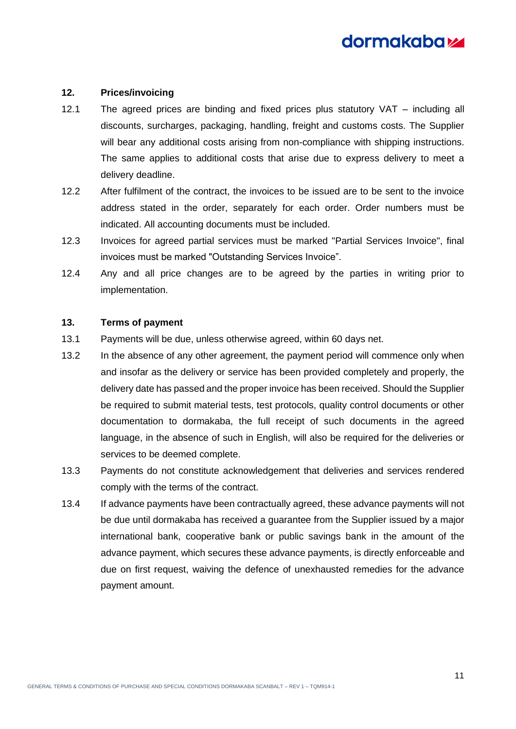## 12. Prices/invoicing

12.1 The agreed prices are binding and fixed prices plus statutory VAT – including all discounts, surcharges, packaging, handling, freight and customs costs. The Supplier will bear any additional costs arising from non-compliance with shipping instructions. The same applies to additional costs that arise due to express delivery to meet a delivery deadline.

12.2 After fulfilment of the contract, the invoices to be issued are to be sent to the invoice address stated in the order, separately for each order. Order numbers must be indicated. All accounting documents must be included.

12.3 Invoices for agreed partial services must be marked "Partial Services Invoice", final invoices must be marked "Outstanding Services Invoice".

12.4 Any and all price changes are to be agreed by the parties in writing prior to implementation.

## 13. Terms of payment

13.1 Payments will be due, unless otherwise agreed, within 60 days net.

13.2 In the absence of any other agreement, the payment period will commence only when and insofar as the delivery or service has been provided completely and properly, the delivery date has passed and the proper invoice has been received. Should the Supplier be required to submit material tests, test protocols, quality control documents or other documentation to dormakaba, the full receipt of such documents in the agreed language, in the absence of such in English, will also be required for the deliveries or services to be deemed complete.

13.3 Payments do not constitute acknowledgement that deliveries and services rendered comply with the terms of the contract.

13.4 If advance payments have been contractually agreed, these advance payments will not be due until dormakaba has received a guarantee from the Supplier issued by a major international bank, cooperative bank or public savings bank in the amount of the advance payment, which secures these advance payments, is directly enforceable and due on first request, waiving the defence of unexhausted remedies for the advance payment amount.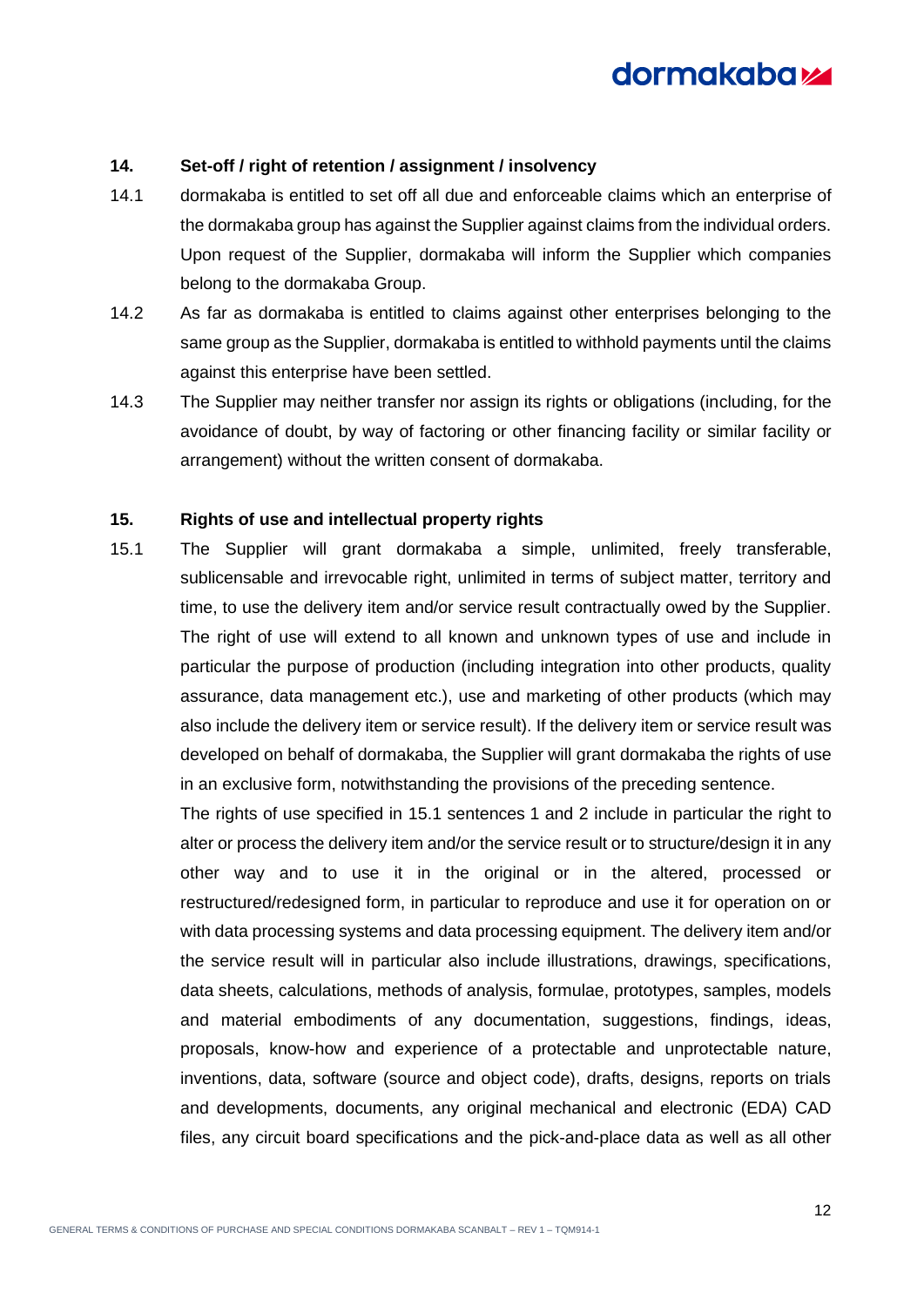## 14. Set-off / right of retention / assignment / insolvency

14.1 dormakaba is entitled to set off all due and enforceable claims which an enterprise of the dormakaba group has against the Supplier against claims from the individual orders. Upon request of the Supplier, dormakaba will inform the Supplier which companies belong to the dormakaba Group.

14.2 As far as dormakaba is entitled to claims against other enterprises belonging to the same group as the Supplier, dormakaba is entitled to withhold payments until the claims against this enterprise have been settled.

14.3 The Supplier may neither transfer nor assign its rights or obligations (including, for the avoidance of doubt, by way of factoring or other financing facility or similar facility or arrangement) without the written consent of dormakaba.

## 15. Rights of use and intellectual property rights

15.1 The Supplier will grant dormakaba a simple, unlimited, freely transferable, sublicensable and irrevocable right, unlimited in terms of subject matter, territory and time, to use the delivery item and/or service result contractually owed by the Supplier. The right of use will extend to all known and unknown types of use and include in particular the purpose of production (including integration into other products, quality assurance, data management etc.), use and marketing of other products (which may also include the delivery item or service result). If the delivery item or service result was developed on behalf of dormakaba, the Supplier will grant dormakaba the rights of use in an exclusive form, notwithstanding the provisions of the preceding sentence.

The rights of use specified in 15.1 sentences 1 and 2 include in particular the right to alter or process the delivery item and/or the service result or to structure/design it in any other way and to use it in the original or in the altered, processed or restructured/redesigned form, in particular to reproduce and use it for operation on or with data processing systems and data processing equipment. The delivery item and/or the service result will in particular also include illustrations, drawings, specifications, data sheets, calculations, methods of analysis, formulae, prototypes, samples, models and material embodiments of any documentation, suggestions, findings, ideas, proposals, know-how and experience of a protectable and unprotectable nature, inventions, data, software (source and object code), drafts, designs, reports on trials and developments, documents, any original mechanical and electronic (EDA) CAD files, any circuit board specifications and the pick-and-place data as well as all other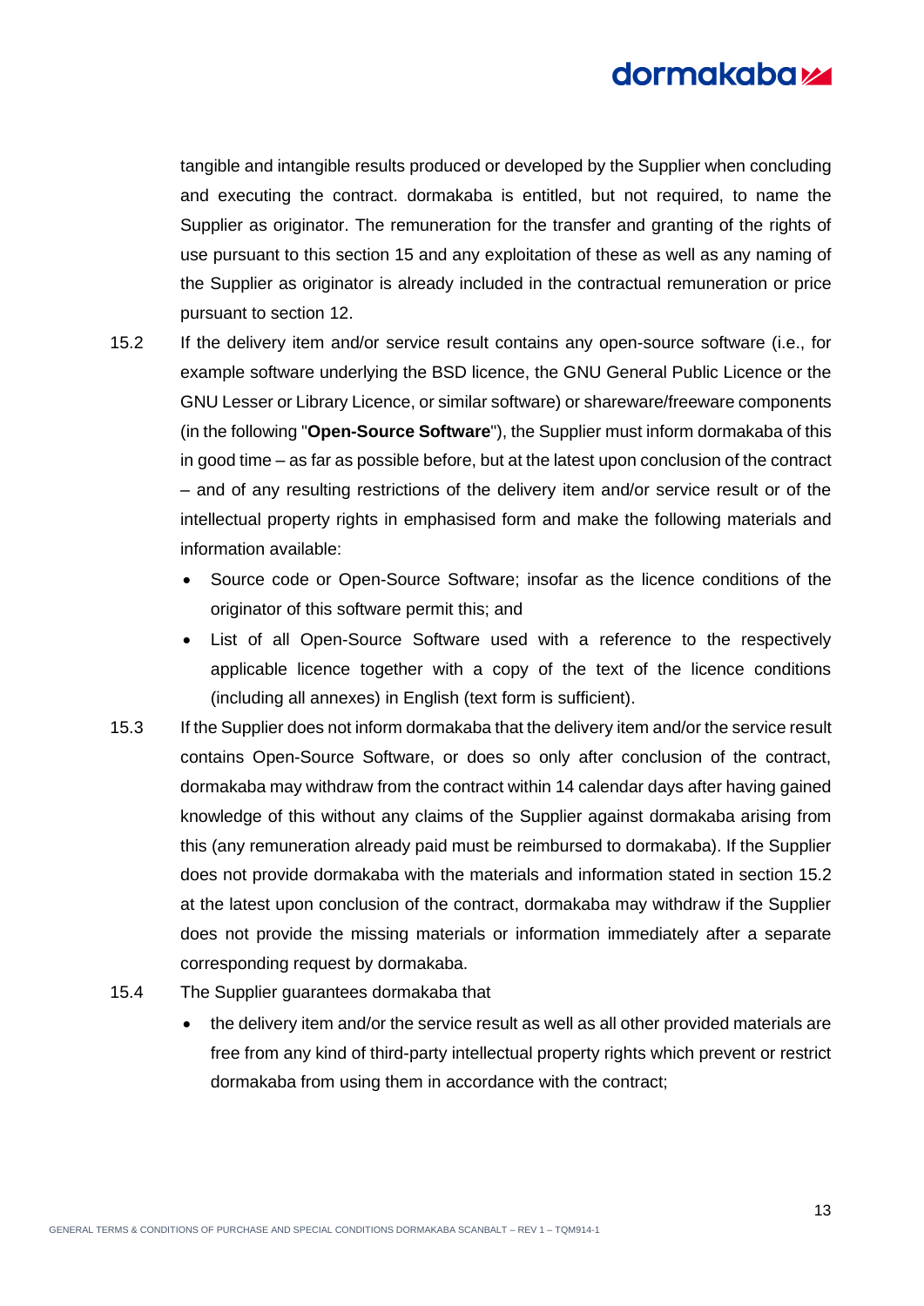tangible and intangible results produced or developed by the Supplier when concluding and executing the contract. dormakaba is entitled, but not required, to name the Supplier as originator. The remuneration for the transfer and granting of the rights of use pursuant to this section 15 and any exploitation of these as well as any naming of the Supplier as originator is already included in the contractual remuneration or price pursuant to section 12.

15.2 If the delivery item and/or service result contains any open-source software (i.e., for example software underlying the BSD licence, the GNU General Public Licence or the GNU Lesser or Library Licence, or similar software) or shareware/freeware components (in the following "**Open-Source Software**"), the Supplier must inform dormakaba of this in good time – as far as possible before, but at the latest upon conclusion of the contract – and of any resulting restrictions of the delivery item and/or service result or of the intellectual property rights in emphasised form and make the following materials and information available:

- Source code or Open-Source Software; insofar as the licence conditions of the originator of this software permit this; and
- List of all Open-Source Software used with a reference to the respectively applicable licence together with a copy of the text of the licence conditions (including all annexes) in English (text form is sufficient).

15.3 If the Supplier does not inform dormakaba that the delivery item and/or the service result contains Open-Source Software, or does so only after conclusion of the contract, dormakaba may withdraw from the contract within 14 calendar days after having gained knowledge of this without any claims of the Supplier against dormakaba arising from this (any remuneration already paid must be reimbursed to dormakaba). If the Supplier does not provide dormakaba with the materials and information stated in section 15.2 at the latest upon conclusion of the contract, dormakaba may withdraw if the Supplier does not provide the missing materials or information immediately after a separate corresponding request by dormakaba.

15.4 The Supplier guarantees dormakaba that

- the delivery item and/or the service result as well as all other provided materials are free from any kind of third-party intellectual property rights which prevent or restrict dormakaba from using them in accordance with the contract;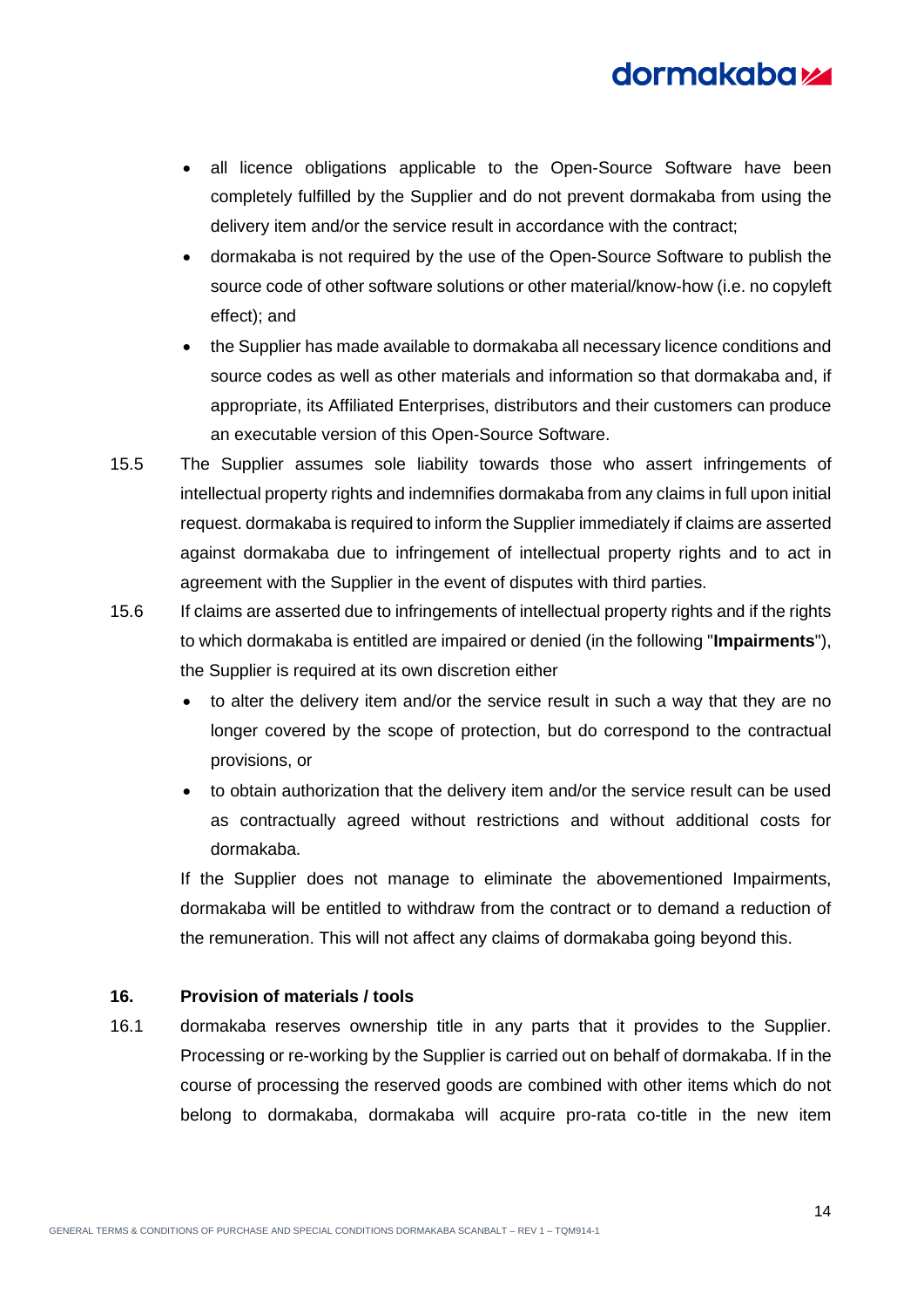- all licence obligations applicable to the Open-Source Software have been completely fulfilled by the Supplier and do not prevent dormakaba from using the delivery item and/or the service result in accordance with the contract;
- dormakaba is not required by the use of the Open-Source Software to publish the source code of other software solutions or other material/know-how (i.e. no copyleft effect); and
- the Supplier has made available to dormakaba all necessary licence conditions and source codes as well as other materials and information so that dormakaba and, if appropriate, its Affiliated Enterprises, distributors and their customers can produce an executable version of this Open-Source Software.

15.5 The Supplier assumes sole liability towards those who assert infringements of intellectual property rights and indemnifies dormakaba from any claims in full upon initial request. dormakaba is required to inform the Supplier immediately if claims are asserted against dormakaba due to infringement of intellectual property rights and to act in agreement with the Supplier in the event of disputes with third parties.

15.6 If claims are asserted due to infringements of intellectual property rights and if the rights to which dormakaba is entitled are impaired or denied (in the following "**Impairments**"), the Supplier is required at its own discretion either

- to alter the delivery item and/or the service result in such a way that they are no longer covered by the scope of protection, but do correspond to the contractual provisions, or
- to obtain authorization that the delivery item and/or the service result can be used as contractually agreed without restrictions and without additional costs for dormakaba.

If the Supplier does not manage to eliminate the abovementioned Impairments, dormakaba will be entitled to withdraw from the contract or to demand a reduction of the remuneration. This will not affect any claims of dormakaba going beyond this.

## 16. Provision of materials / tools

16.1 dormakaba reserves ownership title in any parts that it provides to the Supplier. Processing or re-working by the Supplier is carried out on behalf of dormakaba. If in the course of processing the reserved goods are combined with other items which do not belong to dormakaba, dormakaba will acquire pro-rata co-title in the new item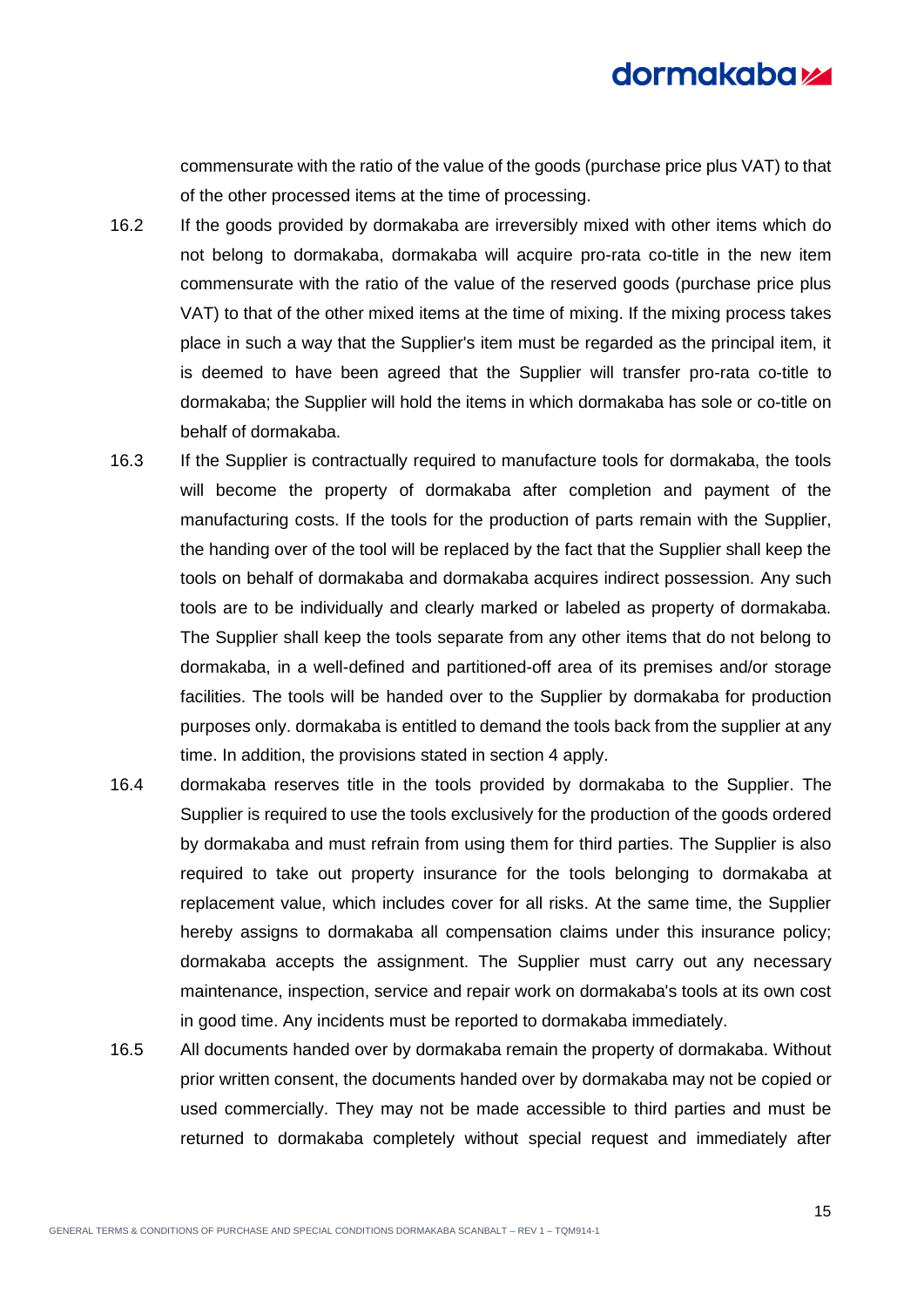commensurate with the ratio of the value of the goods (purchase price plus VAT) to that of the other processed items at the time of processing.

16.2 If the goods provided by dormakaba are irreversibly mixed with other items which do not belong to dormakaba, dormakaba will acquire pro-rata co-title in the new item commensurate with the ratio of the value of the reserved goods (purchase price plus VAT) to that of the other mixed items at the time of mixing. If the mixing process takes place in such a way that the Supplier's item must be regarded as the principal item, it is deemed to have been agreed that the Supplier will transfer pro-rata co-title to dormakaba; the Supplier will hold the items in which dormakaba has sole or co-title on behalf of dormakaba.

16.3 If the Supplier is contractually required to manufacture tools for dormakaba, the tools will become the property of dormakaba after completion and payment of the manufacturing costs. If the tools for the production of parts remain with the Supplier, the handing over of the tool will be replaced by the fact that the Supplier shall keep the tools on behalf of dormakaba and dormakaba acquires indirect possession. Any such tools are to be individually and clearly marked or labeled as property of dormakaba. The Supplier shall keep the tools separate from any other items that do not belong to dormakaba, in a well-defined and partitioned-off area of its premises and/or storage facilities. The tools will be handed over to the Supplier by dormakaba for production purposes only. dormakaba is entitled to demand the tools back from the supplier at any time. In addition, the provisions stated in section 4 apply.

16.4 dormakaba reserves title in the tools provided by dormakaba to the Supplier. The Supplier is required to use the tools exclusively for the production of the goods ordered by dormakaba and must refrain from using them for third parties. The Supplier is also required to take out property insurance for the tools belonging to dormakaba at replacement value, which includes cover for all risks. At the same time, the Supplier hereby assigns to dormakaba all compensation claims under this insurance policy; dormakaba accepts the assignment. The Supplier must carry out any necessary maintenance, inspection, service and repair work on dormakaba's tools at its own cost in good time. Any incidents must be reported to dormakaba immediately.

16.5 All documents handed over by dormakaba remain the property of dormakaba. Without prior written consent, the documents handed over by dormakaba may not be copied or used commercially. They may not be made accessible to third parties and must be returned to dormakaba completely without special request and immediately after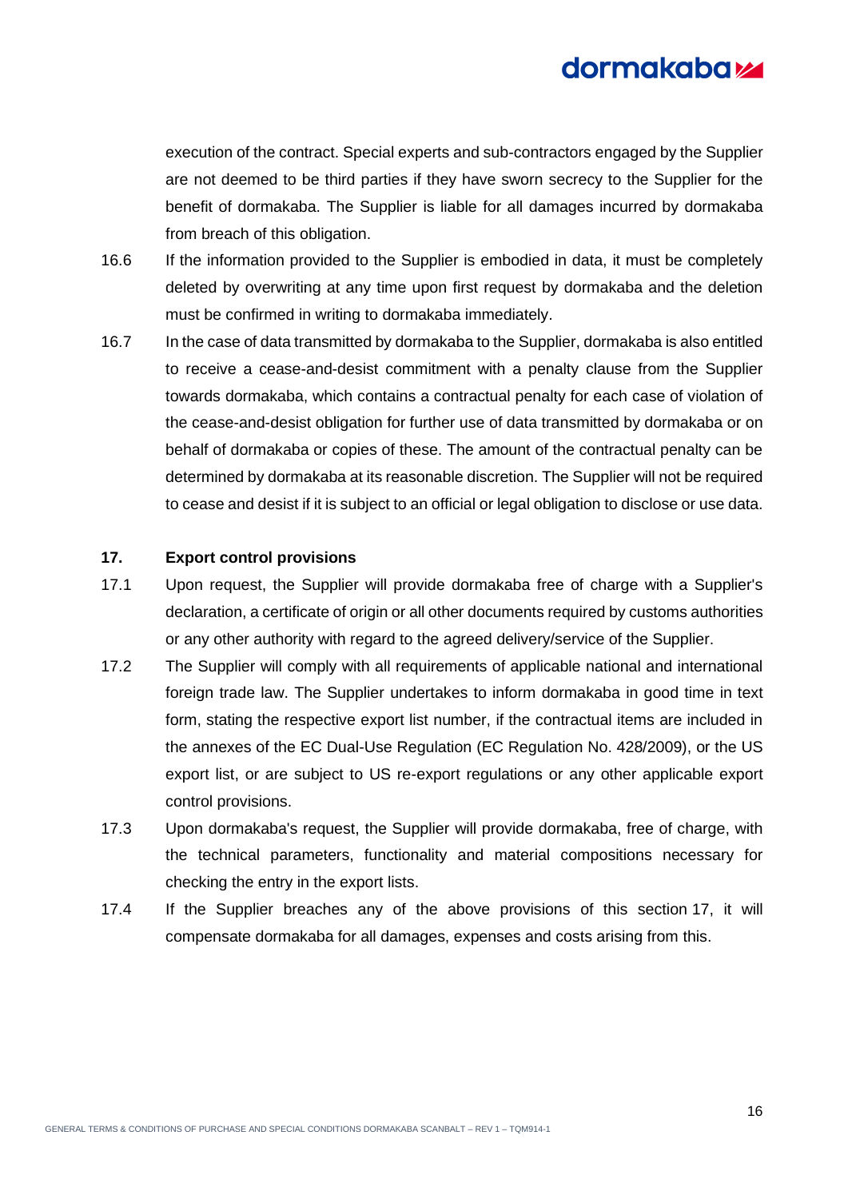execution of the contract. Special experts and sub-contractors engaged by the Supplier are not deemed to be third parties if they have sworn secrecy to the Supplier for the benefit of dormakaba. The Supplier is liable for all damages incurred by dormakaba from breach of this obligation.

16.6 If the information provided to the Supplier is embodied in data, it must be completely deleted by overwriting at any time upon first request by dormakaba and the deletion must be confirmed in writing to dormakaba immediately.

16.7 In the case of data transmitted by dormakaba to the Supplier, dormakaba is also entitled to receive a cease-and-desist commitment with a penalty clause from the Supplier towards dormakaba, which contains a contractual penalty for each case of violation of the cease-and-desist obligation for further use of data transmitted by dormakaba or on behalf of dormakaba or copies of these. The amount of the contractual penalty can be determined by dormakaba at its reasonable discretion. The Supplier will not be required to cease and desist if it is subject to an official or legal obligation to disclose or use data.

## 17. Export control provisions

17.1 Upon request, the Supplier will provide dormakaba free of charge with a Supplier's declaration, a certificate of origin or all other documents required by customs authorities or any other authority with regard to the agreed delivery/service of the Supplier.

17.2 The Supplier will comply with all requirements of applicable national and international foreign trade law. The Supplier undertakes to inform dormakaba in good time in text form, stating the respective export list number, if the contractual items are included in the annexes of the EC Dual-Use Regulation (EC Regulation No. 428/2009), or the US export list, or are subject to US re-export regulations or any other applicable export control provisions.

17.3 Upon dormakaba's request, the Supplier will provide dormakaba, free of charge, with the technical parameters, functionality and material compositions necessary for checking the entry in the export lists.

17.4 If the Supplier breaches any of the above provisions of this section 17, it will compensate dormakaba for all damages, expenses and costs arising from this.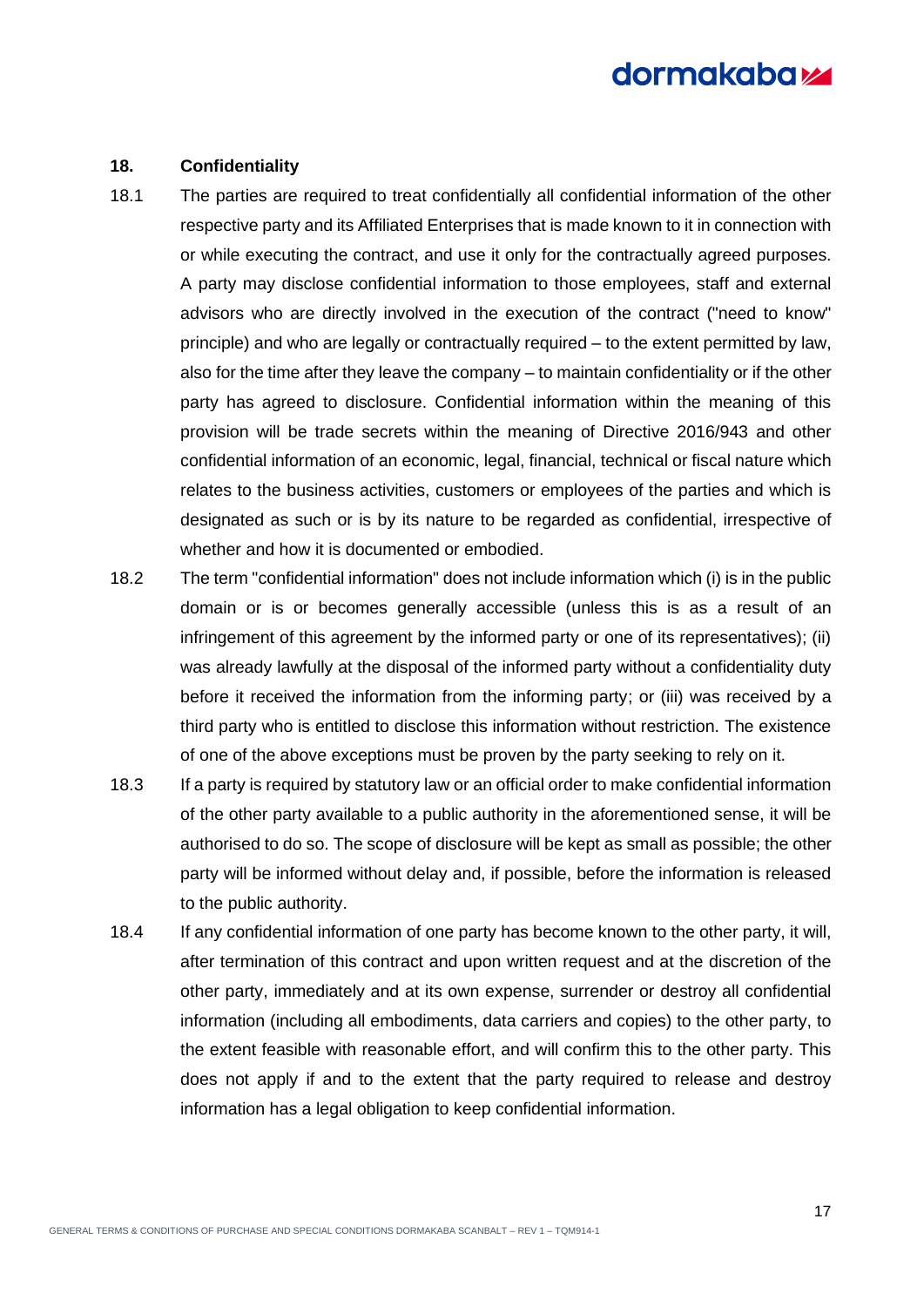## 18. Confidentiality

18.1 The parties are required to treat confidentially all confidential information of the other respective party and its Affiliated Enterprises that is made known to it in connection with or while executing the contract, and use it only for the contractually agreed purposes. A party may disclose confidential information to those employees, staff and external advisors who are directly involved in the execution of the contract ("need to know" principle) and who are legally or contractually required – to the extent permitted by law, also for the time after they leave the company – to maintain confidentiality or if the other party has agreed to disclosure. Confidential information within the meaning of this provision will be trade secrets within the meaning of Directive 2016/943 and other confidential information of an economic, legal, financial, technical or fiscal nature which relates to the business activities, customers or employees of the parties and which is designated as such or is by its nature to be regarded as confidential, irrespective of whether and how it is documented or embodied.

18.2 The term "confidential information" does not include information which (i) is in the public domain or is or becomes generally accessible (unless this is as a result of an infringement of this agreement by the informed party or one of its representatives); (ii) was already lawfully at the disposal of the informed party without a confidentiality duty before it received the information from the informing party; or (iii) was received by a third party who is entitled to disclose this information without restriction. The existence of one of the above exceptions must be proven by the party seeking to rely on it.

18.3 If a party is required by statutory law or an official order to make confidential information of the other party available to a public authority in the aforementioned sense, it will be authorised to do so. The scope of disclosure will be kept as small as possible; the other party will be informed without delay and, if possible, before the information is released to the public authority.

18.4 If any confidential information of one party has become known to the other party, it will, after termination of this contract and upon written request and at the discretion of the other party, immediately and at its own expense, surrender or destroy all confidential information (including all embodiments, data carriers and copies) to the other party, to the extent feasible with reasonable effort, and will confirm this to the other party. This does not apply if and to the extent that the party required to release and destroy information has a legal obligation to keep confidential information.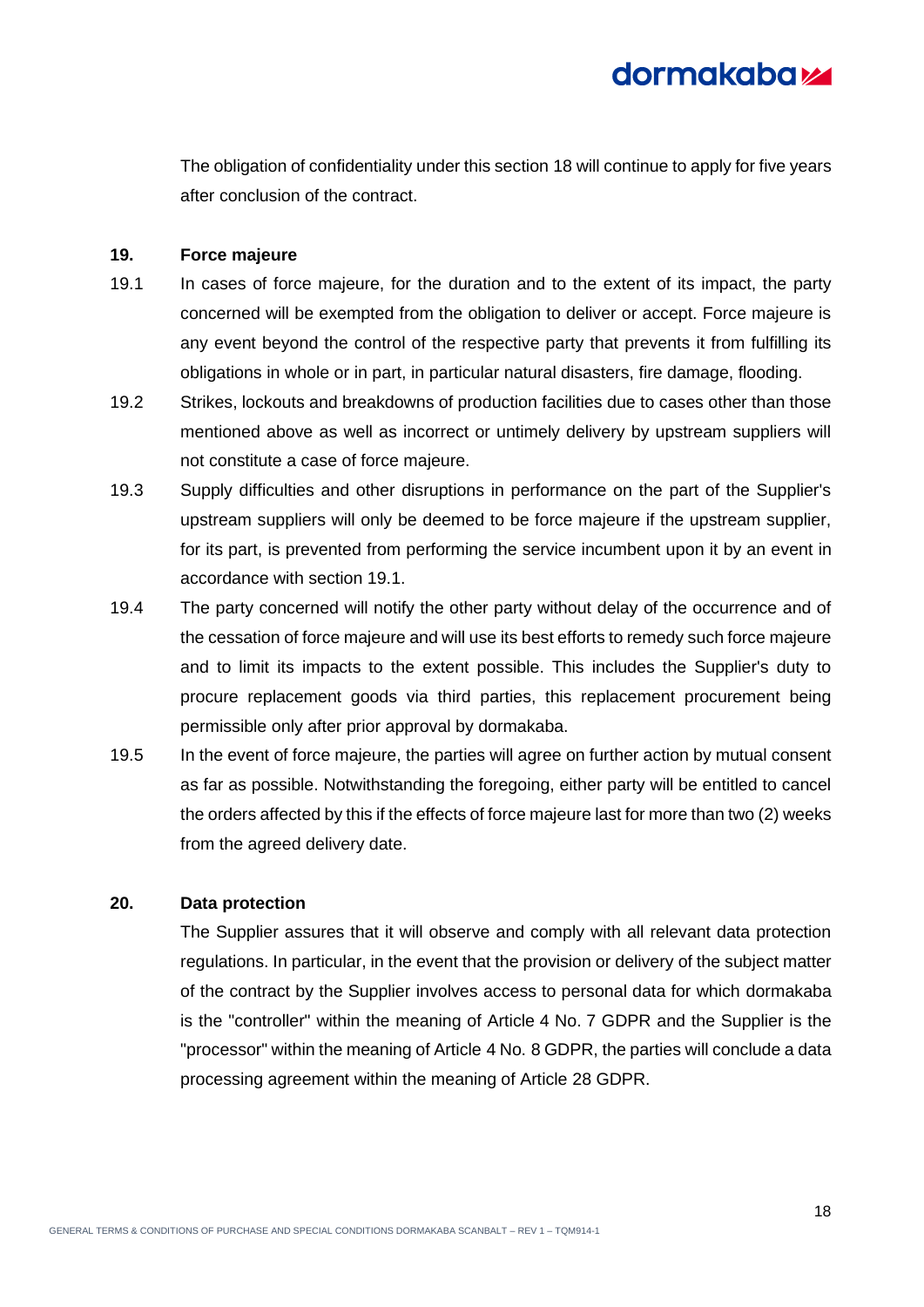The obligation of confidentiality under this section 18 will continue to apply for five years after conclusion of the contract.

## 19. Force majeure

19.1 In cases of force majeure, for the duration and to the extent of its impact, the party concerned will be exempted from the obligation to deliver or accept. Force majeure is any event beyond the control of the respective party that prevents it from fulfilling its obligations in whole or in part, in particular natural disasters, fire damage, flooding.

19.2 Strikes, lockouts and breakdowns of production facilities due to cases other than those mentioned above as well as incorrect or untimely delivery by upstream suppliers will not constitute a case of force majeure.

19.3 Supply difficulties and other disruptions in performance on the part of the Supplier's upstream suppliers will only be deemed to be force majeure if the upstream supplier, for its part, is prevented from performing the service incumbent upon it by an event in accordance with section 19.1.

19.4 The party concerned will notify the other party without delay of the occurrence and of the cessation of force majeure and will use its best efforts to remedy such force majeure and to limit its impacts to the extent possible. This includes the Supplier's duty to procure replacement goods via third parties, this replacement procurement being permissible only after prior approval by dormakaba.

19.5 In the event of force majeure, the parties will agree on further action by mutual consent as far as possible. Notwithstanding the foregoing, either party will be entitled to cancel the orders affected by this if the effects of force majeure last for more than two (2) weeks from the agreed delivery date.

## 20. Data protection

The Supplier assures that it will observe and comply with all relevant data protection regulations. In particular, in the event that the provision or delivery of the subject matter of the contract by the Supplier involves access to personal data for which dormakaba is the "controller" within the meaning of Article 4 No. 7 GDPR and the Supplier is the "processor" within the meaning of Article 4 No. 8 GDPR, the parties will conclude a data processing agreement within the meaning of Article 28 GDPR.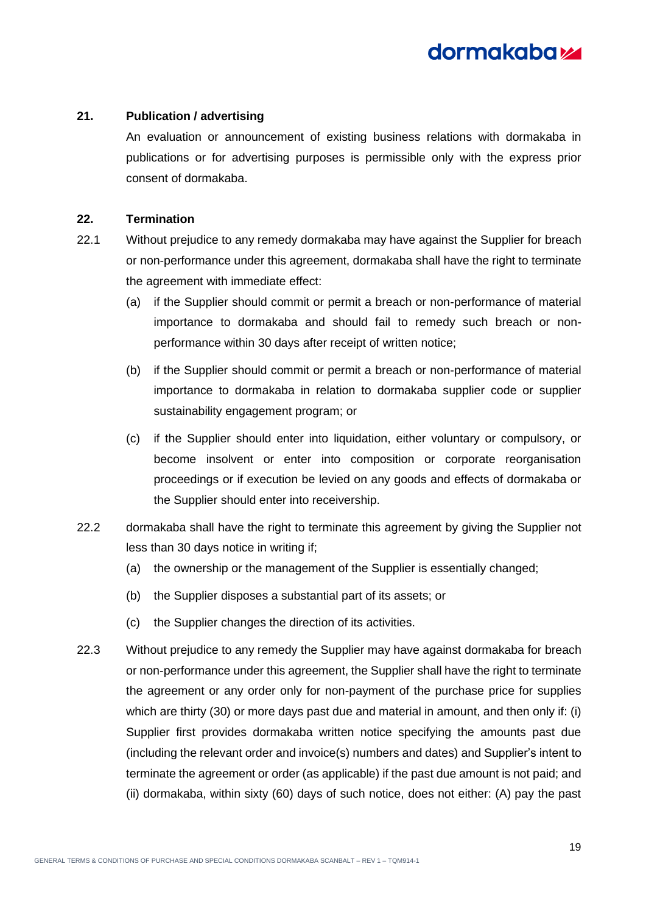## 21. Publication / advertising

An evaluation or announcement of existing business relations with dormakaba in publications or for advertising purposes is permissible only with the express prior consent of dormakaba.

## 22. Termination

22.1 Without prejudice to any remedy dormakaba may have against the Supplier for breach or non-performance under this agreement, dormakaba shall have the right to terminate the agreement with immediate effect:

(a) if the Supplier should commit or permit a breach or non-performance of material importance to dormakaba and should fail to remedy such breach or non-performance within 30 days after receipt of written notice;

(b) if the Supplier should commit or permit a breach or non-performance of material importance to dormakaba in relation to dormakaba supplier code or supplier sustainability engagement program; or

(c) if the Supplier should enter into liquidation, either voluntary or compulsory, or become insolvent or enter into composition or corporate reorganisation proceedings or if execution be levied on any goods and effects of dormakaba or the Supplier should enter into receivership.

22.2 dormakaba shall have the right to terminate this agreement by giving the Supplier not less than 30 days notice in writing if;

(a) the ownership or the management of the Supplier is essentially changed;

(b) the Supplier disposes a substantial part of its assets; or

(c) the Supplier changes the direction of its activities.

22.3 Without prejudice to any remedy the Supplier may have against dormakaba for breach or non-performance under this agreement, the Supplier shall have the right to terminate the agreement or any order only for non-payment of the purchase price for supplies which are thirty (30) or more days past due and material in amount, and then only if: (i) Supplier first provides dormakaba written notice specifying the amounts past due (including the relevant order and invoice(s) numbers and dates) and Supplier's intent to terminate the agreement or order (as applicable) if the past due amount is not paid; and (ii) dormakaba, within sixty (60) days of such notice, does not either: (A) pay the past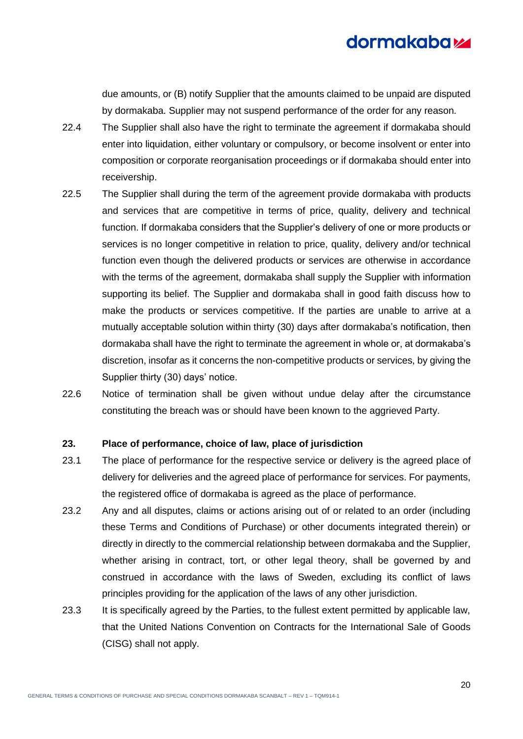due amounts, or (B) notify Supplier that the amounts claimed to be unpaid are disputed by dormakaba. Supplier may not suspend performance of the order for any reason.

22.4 The Supplier shall also have the right to terminate the agreement if dormakaba should enter into liquidation, either voluntary or compulsory, or become insolvent or enter into composition or corporate reorganisation proceedings or if dormakaba should enter into receivership.

22.5 The Supplier shall during the term of the agreement provide dormakaba with products and services that are competitive in terms of price, quality, delivery and technical function. If dormakaba considers that the Supplier's delivery of one or more products or services is no longer competitive in relation to price, quality, delivery and/or technical function even though the delivered products or services are otherwise in accordance with the terms of the agreement, dormakaba shall supply the Supplier with information supporting its belief. The Supplier and dormakaba shall in good faith discuss how to make the products or services competitive. If the parties are unable to arrive at a mutually acceptable solution within thirty (30) days after dormakaba's notification, then dormakaba shall have the right to terminate the agreement in whole or, at dormakaba's discretion, insofar as it concerns the non-competitive products or services, by giving the Supplier thirty (30) days' notice.

22.6 Notice of termination shall be given without undue delay after the circumstance constituting the breach was or should have been known to the aggrieved Party.

## 23. Place of performance, choice of law, place of jurisdiction

23.1 The place of performance for the respective service or delivery is the agreed place of delivery for deliveries and the agreed place of performance for services. For payments, the registered office of dormakaba is agreed as the place of performance.

23.2 Any and all disputes, claims or actions arising out of or related to an order (including these Terms and Conditions of Purchase) or other documents integrated therein) or directly in directly to the commercial relationship between dormakaba and the Supplier, whether arising in contract, tort, or other legal theory, shall be governed by and construed in accordance with the laws of Sweden, excluding its conflict of laws principles providing for the application of the laws of any other jurisdiction.

23.3 It is specifically agreed by the Parties, to the fullest extent permitted by applicable law, that the United Nations Convention on Contracts for the International Sale of Goods (CISG) shall not apply.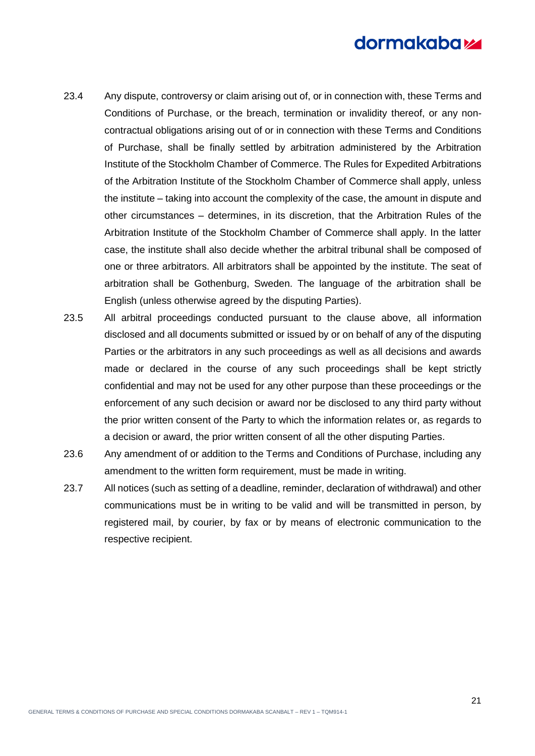23.4 Any dispute, controversy or claim arising out of, or in connection with, these Terms and Conditions of Purchase, or the breach, termination or invalidity thereof, or any non-contractual obligations arising out of or in connection with these Terms and Conditions of Purchase, shall be finally settled by arbitration administered by the Arbitration Institute of the Stockholm Chamber of Commerce. The Rules for Expedited Arbitrations of the Arbitration Institute of the Stockholm Chamber of Commerce shall apply, unless the institute – taking into account the complexity of the case, the amount in dispute and other circumstances – determines, in its discretion, that the Arbitration Rules of the Arbitration Institute of the Stockholm Chamber of Commerce shall apply. In the latter case, the institute shall also decide whether the arbitral tribunal shall be composed of one or three arbitrators. All arbitrators shall be appointed by the institute. The seat of arbitration shall be Gothenburg, Sweden. The language of the arbitration shall be English (unless otherwise agreed by the disputing Parties).

23.5 All arbitral proceedings conducted pursuant to the clause above, all information disclosed and all documents submitted or issued by or on behalf of any of the disputing Parties or the arbitrators in any such proceedings as well as all decisions and awards made or declared in the course of any such proceedings shall be kept strictly confidential and may not be used for any other purpose than these proceedings or the enforcement of any such decision or award nor be disclosed to any third party without the prior written consent of the Party to which the information relates or, as regards to a decision or award, the prior written consent of all the other disputing Parties.

23.6 Any amendment of or addition to the Terms and Conditions of Purchase, including any amendment to the written form requirement, must be made in writing.

23.7 All notices (such as setting of a deadline, reminder, declaration of withdrawal) and other communications must be in writing to be valid and will be transmitted in person, by registered mail, by courier, by fax or by means of electronic communication to the respective recipient.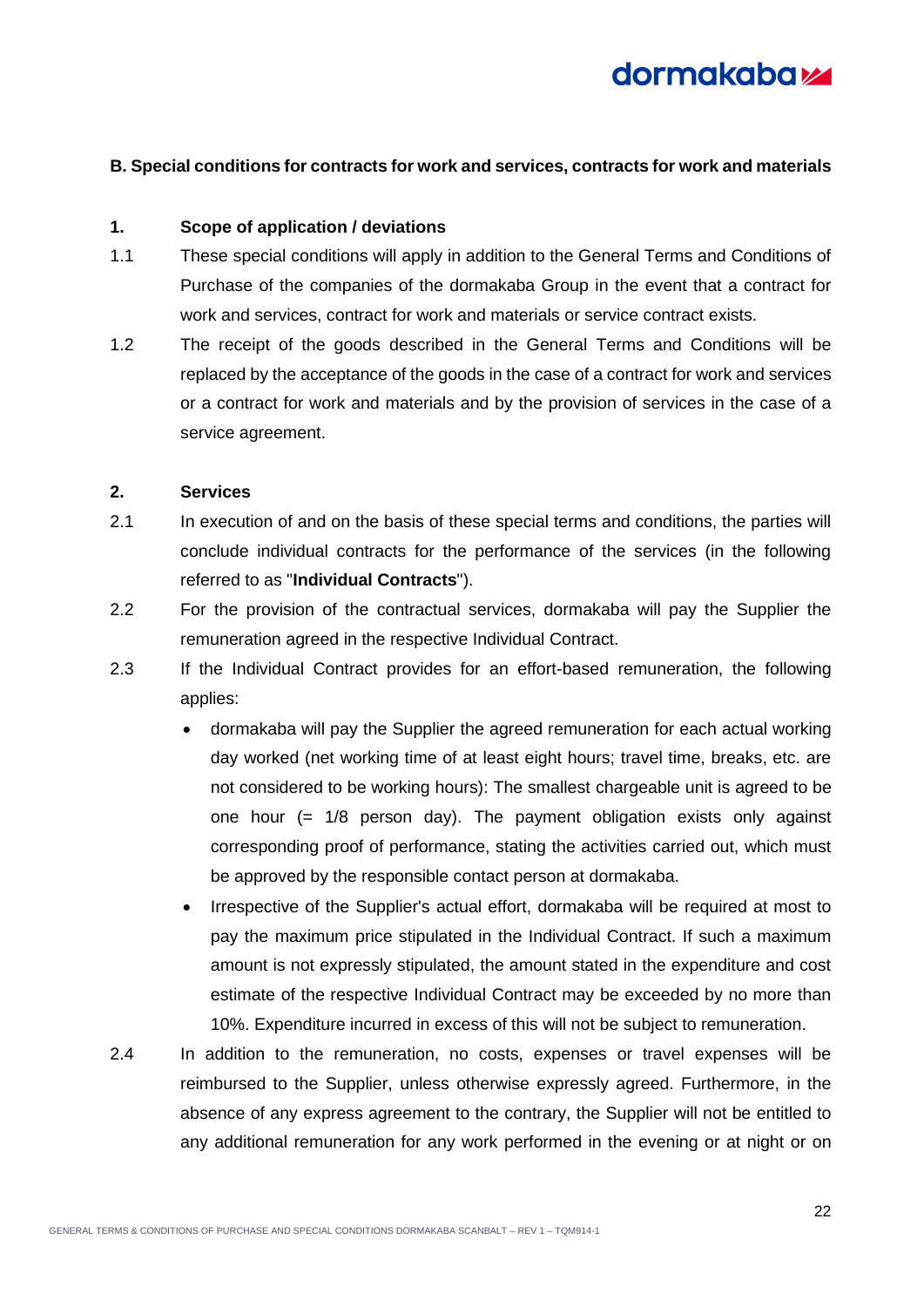## B. Special conditions for contracts for work and services, contracts for work and materials

### 1. Scope of application / deviations

1.1 These special conditions will apply in addition to the General Terms and Conditions of Purchase of the companies of the dormakaba Group in the event that a contract for work and services, contract for work and materials or service contract exists.

1.2 The receipt of the goods described in the General Terms and Conditions will be replaced by the acceptance of the goods in the case of a contract for work and services or a contract for work and materials and by the provision of services in the case of a service agreement.

### 2. Services

2.1 In execution of and on the basis of these special terms and conditions, the parties will conclude individual contracts for the performance of the services (in the following referred to as "**Individual Contracts**").

2.2 For the provision of the contractual services, dormakaba will pay the Supplier the remuneration agreed in the respective Individual Contract.

2.3 If the Individual Contract provides for an effort-based remuneration, the following applies:

- dormakaba will pay the Supplier the agreed remuneration for each actual working day worked (net working time of at least eight hours; travel time, breaks, etc. are not considered to be working hours): The smallest chargeable unit is agreed to be one hour (= 1/8 person day). The payment obligation exists only against corresponding proof of performance, stating the activities carried out, which must be approved by the responsible contact person at dormakaba.
- Irrespective of the Supplier's actual effort, dormakaba will be required at most to pay the maximum price stipulated in the Individual Contract. If such a maximum amount is not expressly stipulated, the amount stated in the expenditure and cost estimate of the respective Individual Contract may be exceeded by no more than 10%. Expenditure incurred in excess of this will not be subject to remuneration.

2.4 In addition to the remuneration, no costs, expenses or travel expenses will be reimbursed to the Supplier, unless otherwise expressly agreed. Furthermore, in the absence of any express agreement to the contrary, the Supplier will not be entitled to any additional remuneration for any work performed in the evening or at night or on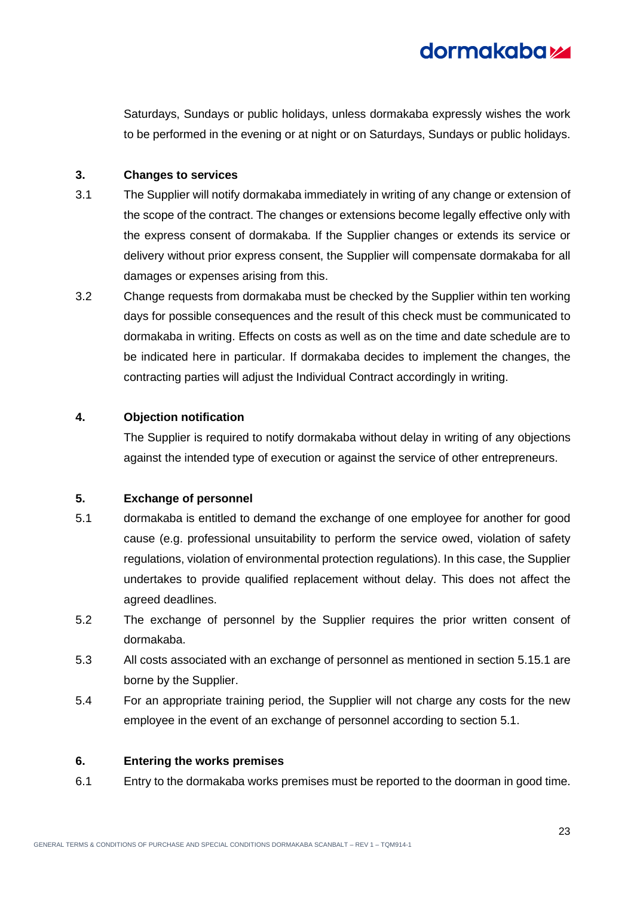Saturdays, Sundays or public holidays, unless dormakaba expressly wishes the work to be performed in the evening or at night or on Saturdays, Sundays or public holidays.

**3. Changes to services**

3.1 The Supplier will notify dormakaba immediately in writing of any change or extension of the scope of the contract. The changes or extensions become legally effective only with the express consent of dormakaba. If the Supplier changes or extends its service or delivery without prior express consent, the Supplier will compensate dormakaba for all damages or expenses arising from this.

3.2 Change requests from dormakaba must be checked by the Supplier within ten working days for possible consequences and the result of this check must be communicated to dormakaba in writing. Effects on costs as well as on the time and date schedule are to be indicated here in particular. If dormakaba decides to implement the changes, the contracting parties will adjust the Individual Contract accordingly in writing.

**4. Objection notification**

The Supplier is required to notify dormakaba without delay in writing of any objections against the intended type of execution or against the service of other entrepreneurs.

**5. Exchange of personnel**

5.1 dormakaba is entitled to demand the exchange of one employee for another for good cause (e.g. professional unsuitability to perform the service owed, violation of safety regulations, violation of environmental protection regulations). In this case, the Supplier undertakes to provide qualified replacement without delay. This does not affect the agreed deadlines.

5.2 The exchange of personnel by the Supplier requires the prior written consent of dormakaba.

5.3 All costs associated with an exchange of personnel as mentioned in section 5.15.1 are borne by the Supplier.

5.4 For an appropriate training period, the Supplier will not charge any costs for the new employee in the event of an exchange of personnel according to section 5.1.

**6. Entering the works premises**

6.1 Entry to the dormakaba works premises must be reported to the doorman in good time.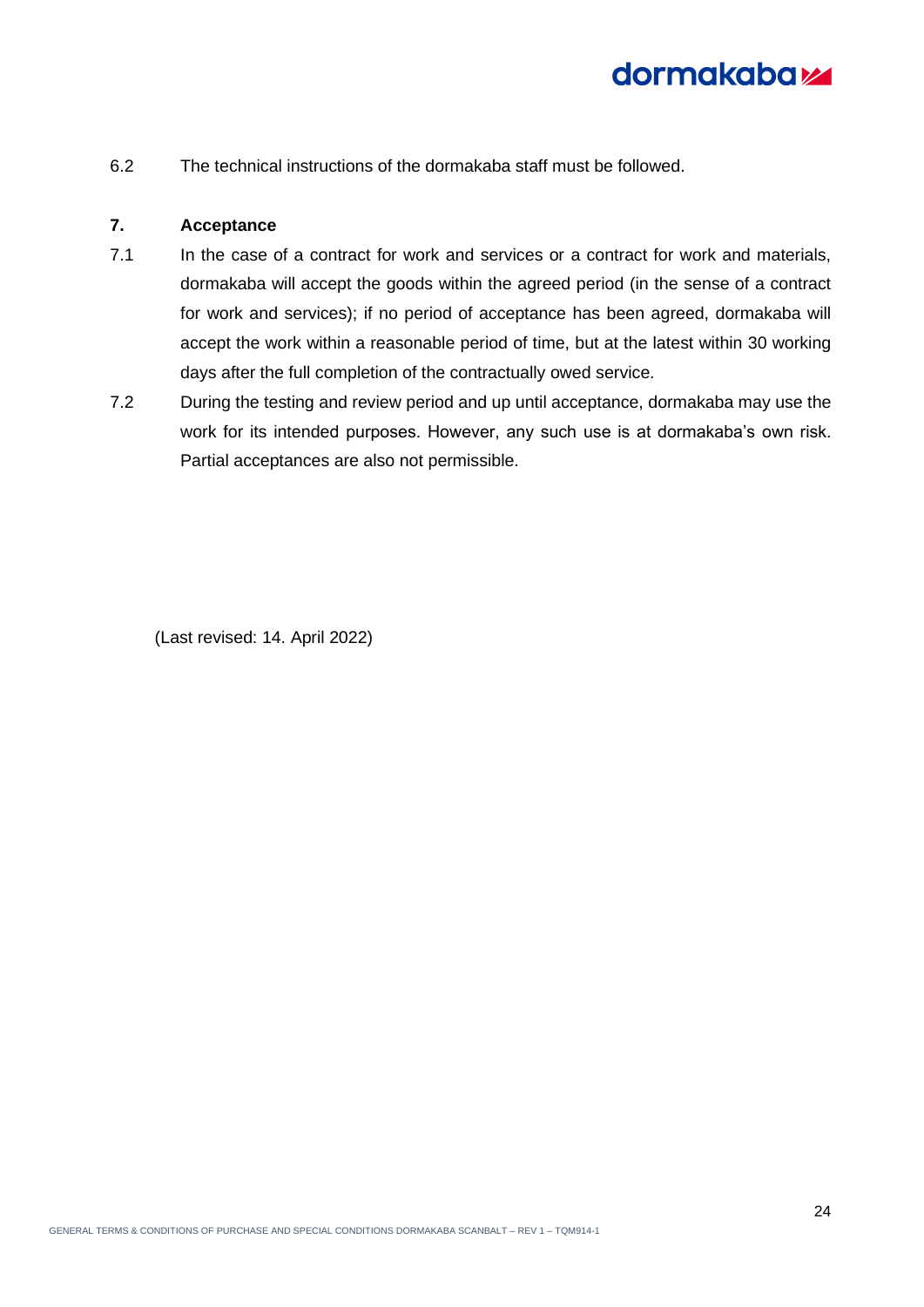6.2 The technical instructions of the dormakaba staff must be followed.

## 7. Acceptance

7.1 In the case of a contract for work and services or a contract for work and materials, dormakaba will accept the goods within the agreed period (in the sense of a contract for work and services); if no period of acceptance has been agreed, dormakaba will accept the work within a reasonable period of time, but at the latest within 30 working days after the full completion of the contractually owed service.

7.2 During the testing and review period and up until acceptance, dormakaba may use the work for its intended purposes. However, any such use is at dormakaba's own risk. Partial acceptances are also not permissible.

(Last revised: 14. April 2022)